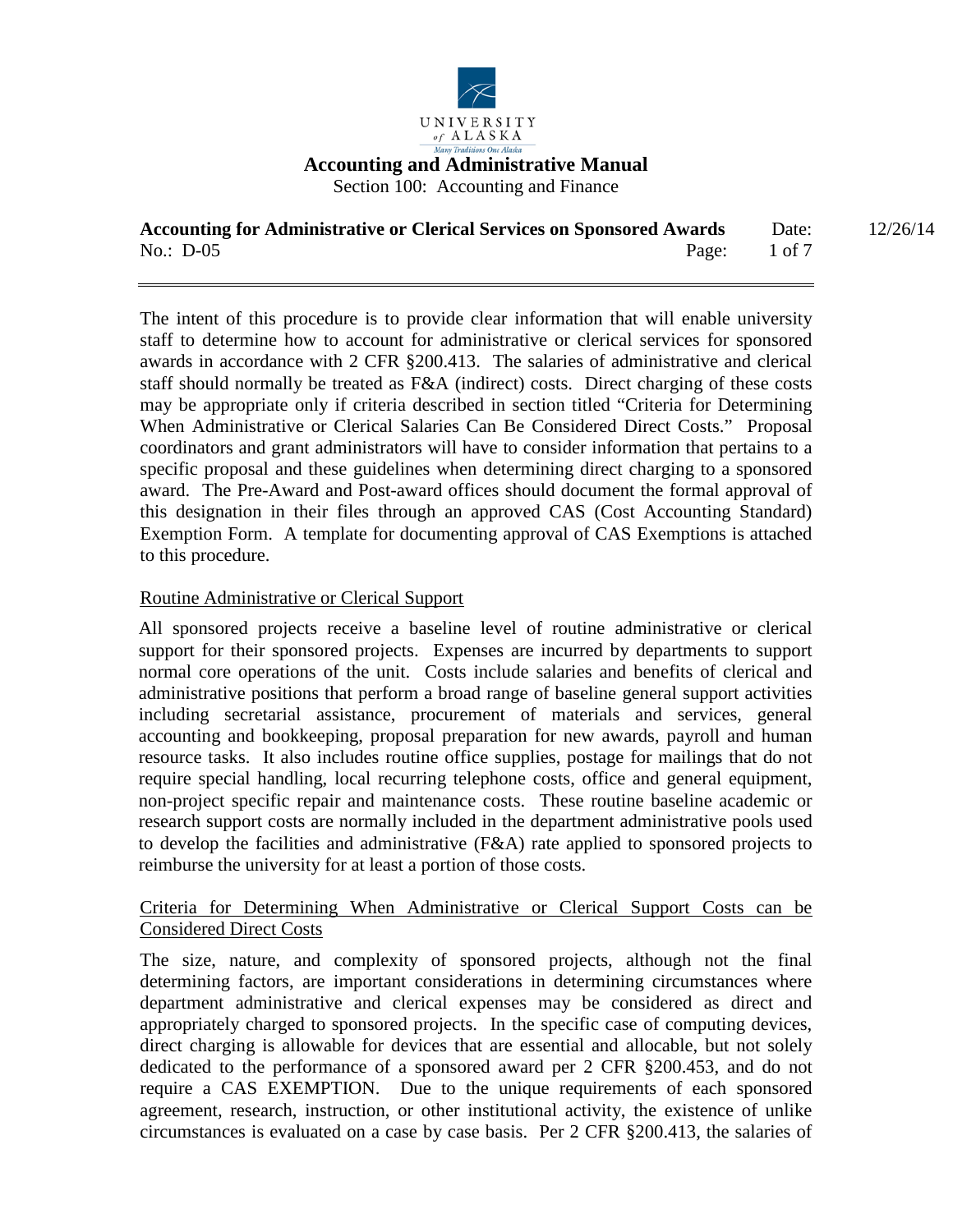UNIVERSITY of ALASKA

Many Traditions One Alaska

# Accounting and Administrative Manual

Section 100: Accounting and Finance

**Accounting for Administrative or Clerical Services on Sponsored Awards** Date: 12/26/14

No.: D-05

---

The intent of this procedure is to provide clear information that will enable university staff to determine how to account for administrative or clerical services for sponsored awards in accordance with 2 CFR §200.413. The salaries of administrative and clerical staff should normally be treated as F&A (indirect) costs. Direct charging of these costs may be appropriate only if criteria described in section titled "Criteria for Determining When Administrative or Clerical Salaries Can Be Considered Direct Costs." Proposal coordinators and grant administrators will have to consider information that pertains to a specific proposal and these guidelines when determining direct charging to a sponsored award. The Pre-Award and Post-award offices should document the formal approval of this designation in their files through an approved CAS (Cost Accounting Standard) Exemption Form. A template for documenting approval of CAS Exemptions is attached to this procedure.

## Routine Administrative or Clerical Support

All sponsored projects receive a baseline level of routine administrative or clerical support for their sponsored projects. Expenses are incurred by departments to support normal core operations of the unit. Costs include salaries and benefits of clerical and administrative positions that perform a broad range of baseline general support activities including secretarial assistance, procurement of materials and services, general accounting and bookkeeping, proposal preparation for new awards, payroll and human resource tasks. It also includes routine office supplies, postage for mailings that do not require special handling, local recurring telephone costs, office and general equipment, non-project specific repair and maintenance costs. These routine baseline academic or research support costs are normally included in the department administrative pools used to develop the facilities and administrative (F&A) rate applied to sponsored projects to reimburse the university for at least a portion of those costs.

## Criteria for Determining When Administrative or Clerical Support Costs can be Considered Direct Costs

The size, nature, and complexity of sponsored projects, although not the final determining factors, are important considerations in determining circumstances where department administrative and clerical expenses may be considered as direct and appropriately charged to sponsored projects. In the specific case of computing devices, direct charging is allowable for devices that are essential and allocable, but not solely dedicated to the performance of a sponsored award per 2 CFR §200.453, and do not require a CAS EXEMPTION. Due to the unique requirements of each sponsored agreement, research, instruction, or other institutional activity, the existence of unlike circumstances is evaluated on a case by case basis. Per 2 CFR §200.413, the salaries of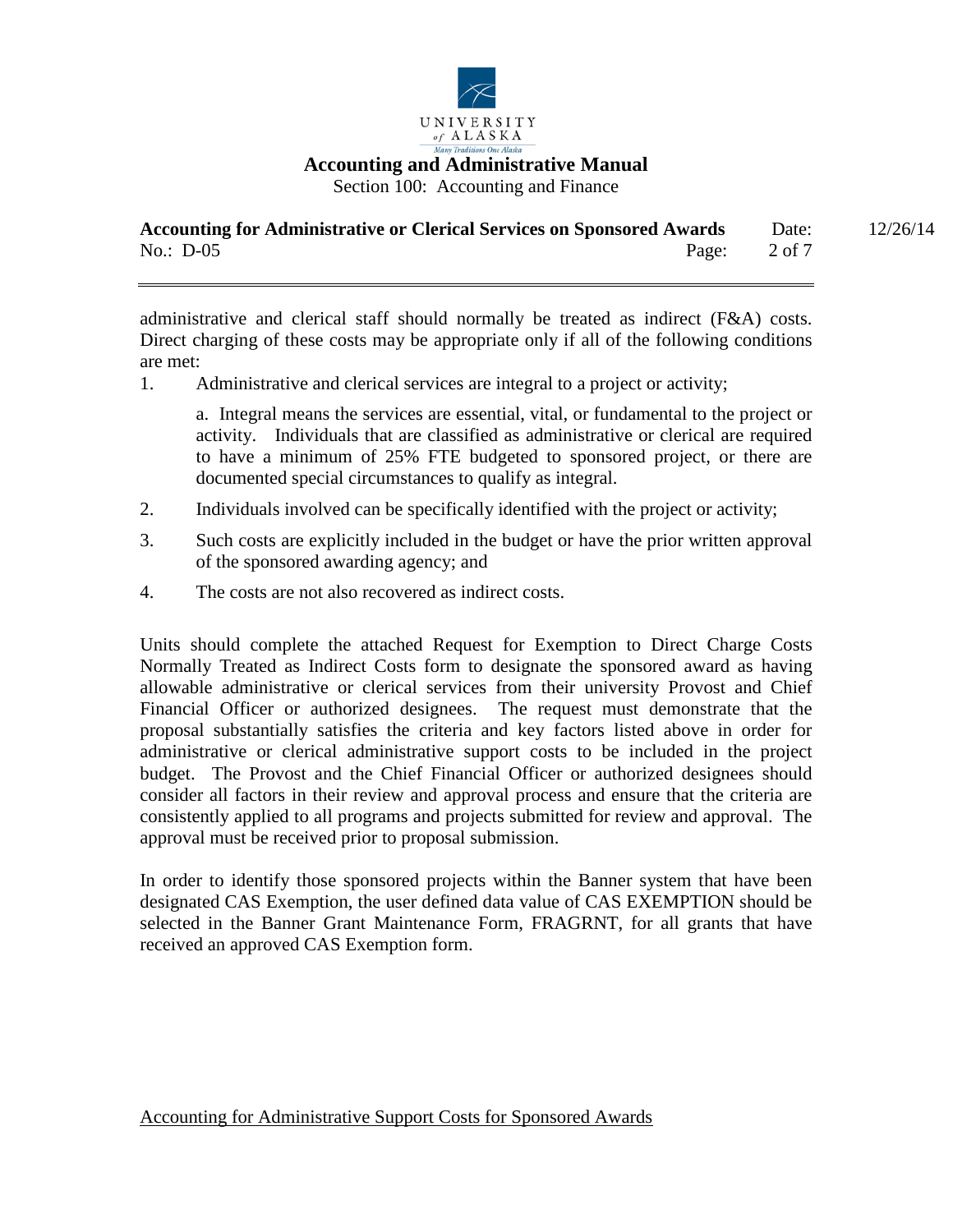administrative and clerical staff should normally be treated as indirect (F&A) costs. Direct charging of these costs may be appropriate only if all of the following conditions are met:

1. Administrative and clerical services are integral to a project or activity;

   a. Integral means the services are essential, vital, or fundamental to the project or activity. Individuals that are classified as administrative or clerical are required to have a minimum of 25% FTE budgeted to sponsored project, or there are documented special circumstances to qualify as integral.

2. Individuals involved can be specifically identified with the project or activity;

3. Such costs are explicitly included in the budget or have the prior written approval of the sponsored awarding agency; and

4. The costs are not also recovered as indirect costs.

Units should complete the attached Request for Exemption to Direct Charge Costs Normally Treated as Indirect Costs form to designate the sponsored award as having allowable administrative or clerical services from their university Provost and Chief Financial Officer or authorized designees. The request must demonstrate that the proposal substantially satisfies the criteria and key factors listed above in order for administrative or clerical administrative support costs to be included in the project budget. The Provost and the Chief Financial Officer or authorized designees should consider all factors in their review and approval process and ensure that the criteria are consistently applied to all programs and projects submitted for review and approval. The approval must be received prior to proposal submission.

In order to identify those sponsored projects within the Banner system that have been designated CAS Exemption, the user defined data value of CAS EXEMPTION should be selected in the Banner Grant Maintenance Form, FRAGRNT, for all grants that have received an approved CAS Exemption form.

Accounting for Administrative Support Costs for Sponsored Awards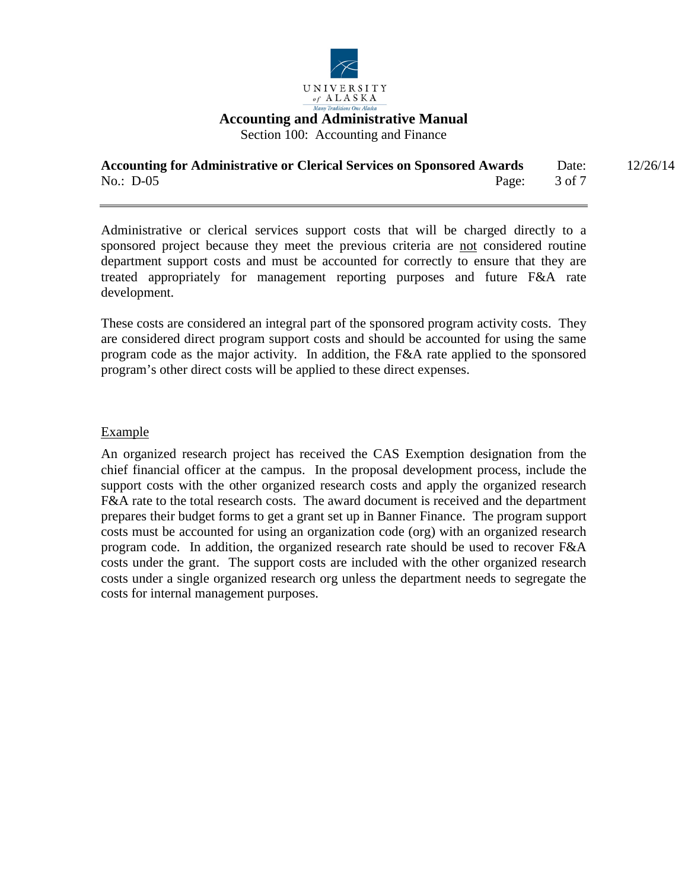Administrative or clerical services support costs that will be charged directly to a sponsored project because they meet the previous criteria are not considered routine department support costs and must be accounted for correctly to ensure that they are treated appropriately for management reporting purposes and future F&A rate development.

These costs are considered an integral part of the sponsored program activity costs. They are considered direct program support costs and should be accounted for using the same program code as the major activity. In addition, the F&A rate applied to the sponsored program's other direct costs will be applied to these direct expenses.

Example

An organized research project has received the CAS Exemption designation from the chief financial officer at the campus. In the proposal development process, include the support costs with the other organized research costs and apply the organized research F&A rate to the total research costs. The award document is received and the department prepares their budget forms to get a grant set up in Banner Finance. The program support costs must be accounted for using an organization code (org) with an organized research program code. In addition, the organized research rate should be used to recover F&A costs under the grant. The support costs are included with the other organized research costs under a single organized research org unless the department needs to segregate the costs for internal management purposes.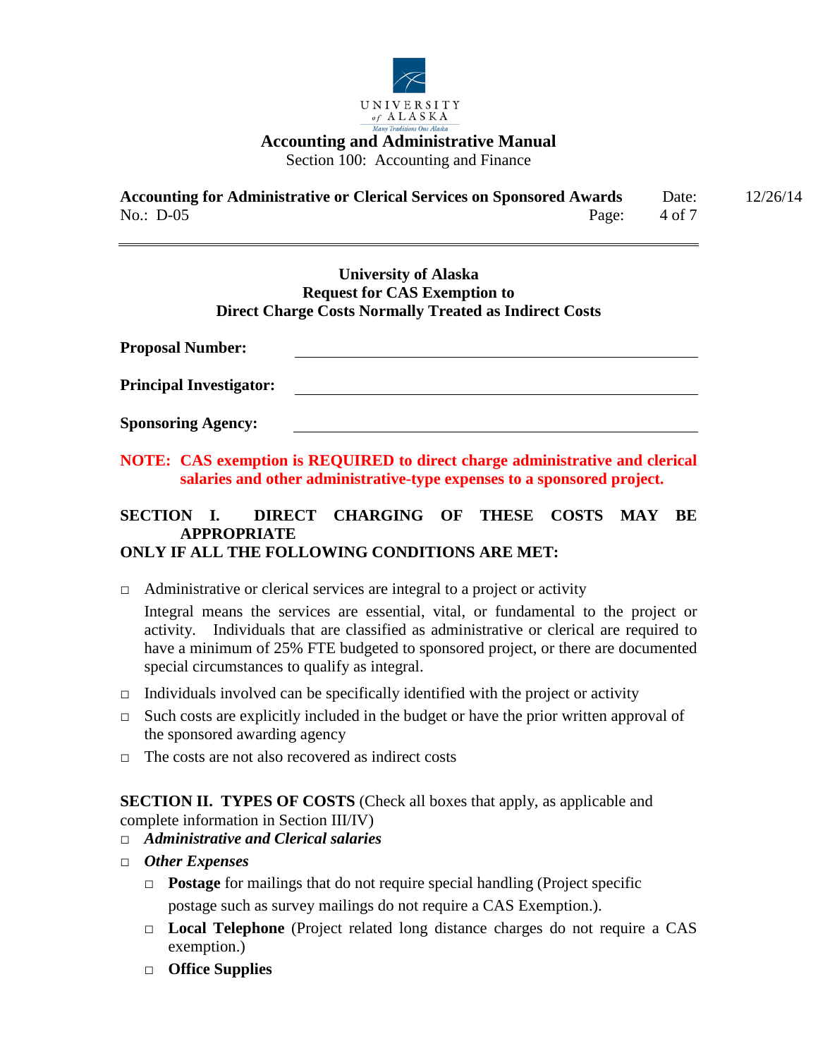## University of Alaska
## Request for CAS Exemption to
## Direct Charge Costs Normally Treated as Indirect Costs

**Proposal Number:** ______________________________

**Principal Investigator:** ______________________________

**Sponsoring Agency:** ______________________________

**NOTE: CAS exemption is REQUIRED to direct charge administrative and clerical salaries and other administrative-type expenses to a sponsored project.**

### SECTION I. DIRECT CHARGING OF THESE COSTS MAY BE APPROPRIATE ONLY IF ALL THE FOLLOWING CONDITIONS ARE MET:

- □ Administrative or clerical services are integral to a project or activity

  Integral means the services are essential, vital, or fundamental to the project or activity. Individuals that are classified as administrative or clerical are required to have a minimum of 25% FTE budgeted to sponsored project, or there are documented special circumstances to qualify as integral.

- □ Individuals involved can be specifically identified with the project or activity
- □ Such costs are explicitly included in the budget or have the prior written approval of the sponsored awarding agency
- □ The costs are not also recovered as indirect costs

**SECTION II. TYPES OF COSTS** (Check all boxes that apply, as applicable and complete information in Section III/IV)

- □ ***Administrative and Clerical salaries***
- □ ***Other Expenses***
  - □ **Postage** for mailings that do not require special handling (Project specific postage such as survey mailings do not require a CAS Exemption.).
  - □ **Local Telephone** (Project related long distance charges do not require a CAS exemption.)
  - □ **Office Supplies**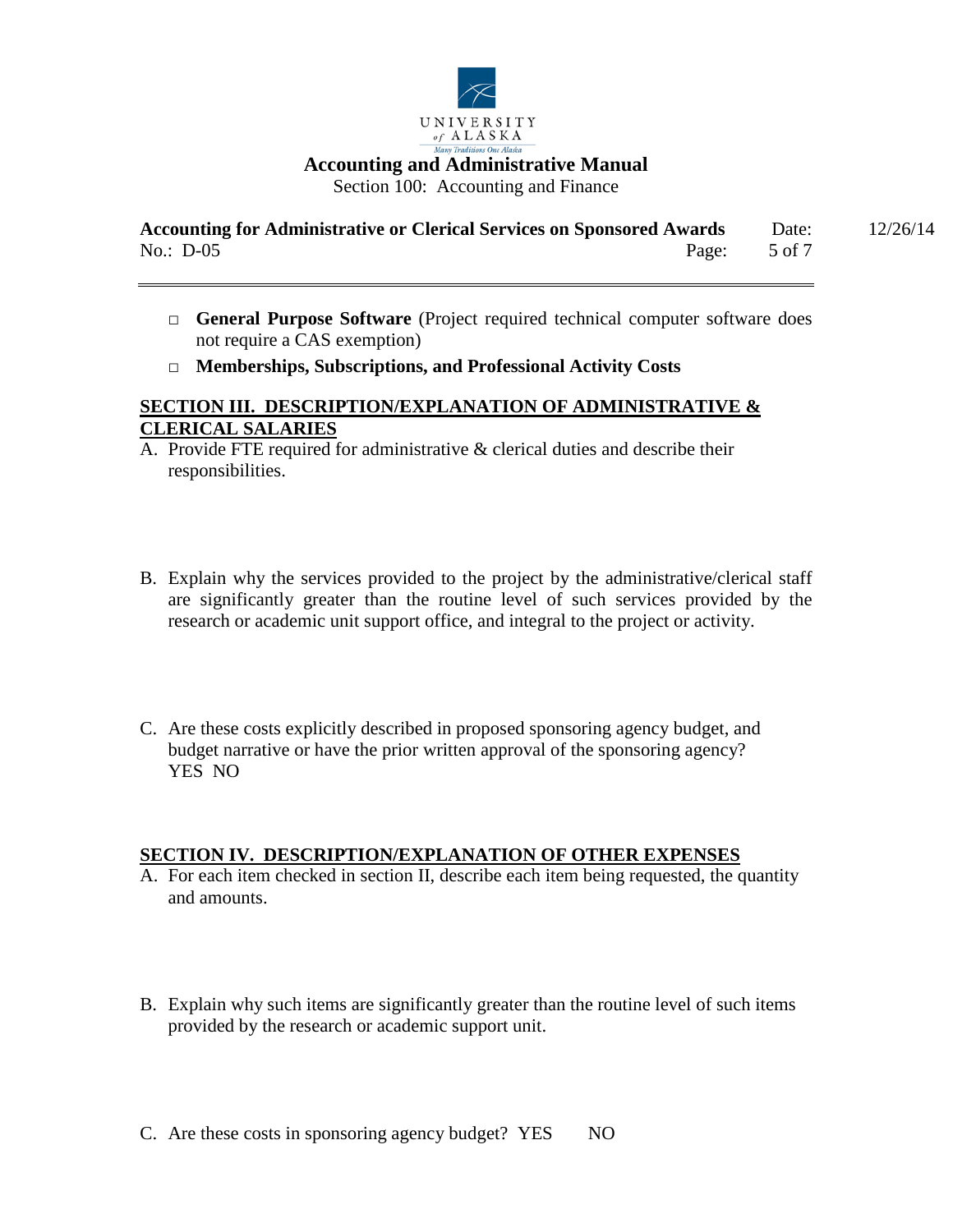- ☐ **General Purpose Software** (Project required technical computer software does not require a CAS exemption)
- ☐ **Memberships, Subscriptions, and Professional Activity Costs**

## SECTION III. DESCRIPTION/EXPLANATION OF ADMINISTRATIVE & CLERICAL SALARIES

A. Provide FTE required for administrative & clerical duties and describe their responsibilities.

B. Explain why the services provided to the project by the administrative/clerical staff are significantly greater than the routine level of such services provided by the research or academic unit support office, and integral to the project or activity.

C. Are these costs explicitly described in proposed sponsoring agency budget, and budget narrative or have the prior written approval of the sponsoring agency?
YES NO

## SECTION IV. DESCRIPTION/EXPLANATION OF OTHER EXPENSES

A. For each item checked in section II, describe each item being requested, the quantity and amounts.

B. Explain why such items are significantly greater than the routine level of such items provided by the research or academic support unit.

C. Are these costs in sponsoring agency budget? YES NO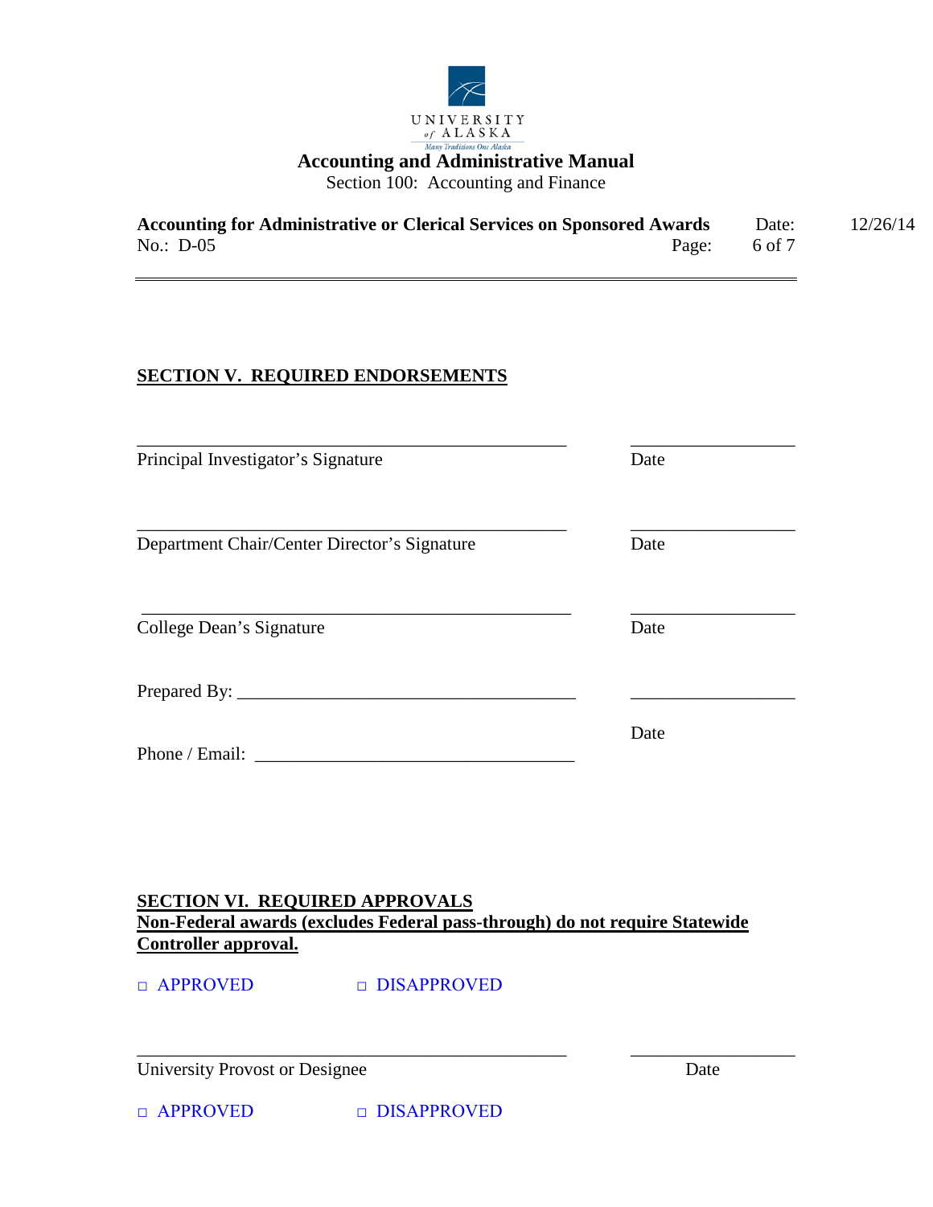## SECTION V. REQUIRED ENDORSEMENTS

_______________________________________________ ________________

Principal Investigator's Signature Date

_______________________________________________ ________________

Department Chair/Center Director's Signature Date

_______________________________________________ ________________

College Dean's Signature Date

Prepared By: _____________________________________ ________________

Date

Phone / Email: __________________________________

## SECTION VI. REQUIRED APPROVALS

**Non-Federal awards (excludes Federal pass-through) do not require Statewide Controller approval.**

□ APPROVED □ DISAPPROVED

_______________________________________________ ________________

University Provost or Designee Date

□ APPROVED □ DISAPPROVED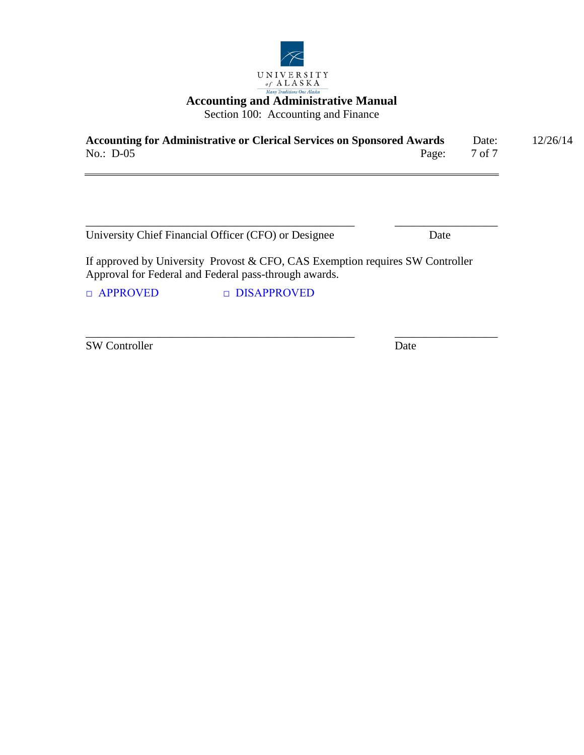\_\_\_\_\_\_\_\_\_\_\_\_\_\_\_\_\_\_\_\_\_\_\_\_\_\_\_\_\_\_\_\_\_\_\_\_\_\_\_\_\_\_\_\_\_\_ \_\_\_\_\_\_\_\_\_\_\_\_\_\_\_\_\_\_

University Chief Financial Officer (CFO) or Designee Date

If approved by University Provost & CFO, CAS Exemption requires SW Controller Approval for Federal and Federal pass-through awards.

□ APPROVED □ DISAPPROVED

\_\_\_\_\_\_\_\_\_\_\_\_\_\_\_\_\_\_\_\_\_\_\_\_\_\_\_\_\_\_\_\_\_\_\_\_\_\_\_\_\_\_\_\_\_\_ \_\_\_\_\_\_\_\_\_\_\_\_\_\_\_\_\_\_

SW Controller Date